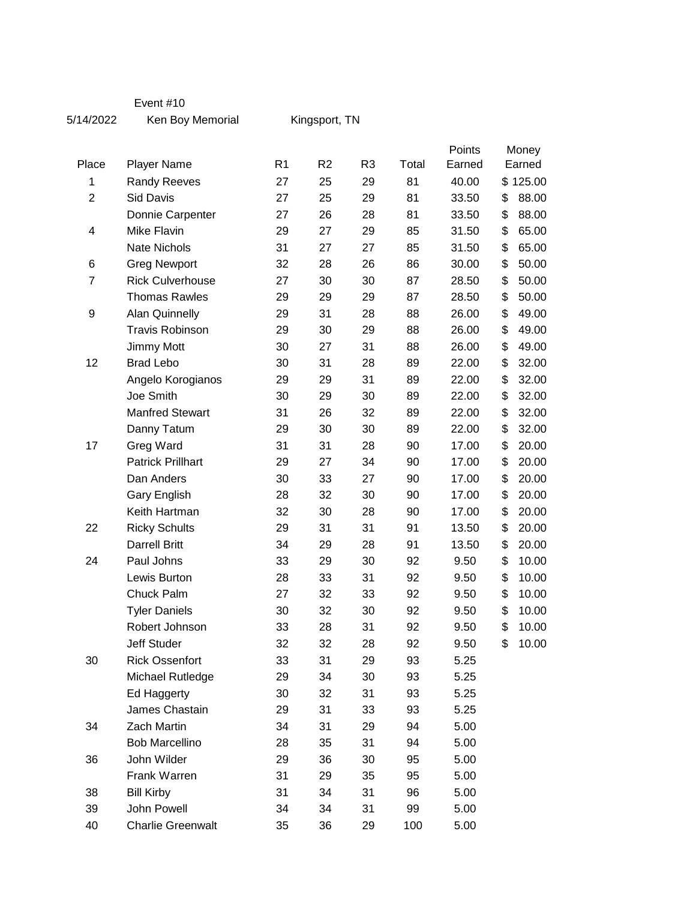Event #10

5/14/2022 Ken Boy Memorial Kingsport, TN

| Place | Player Name | R1 | R2 | R3 | Total | Points Earned | Money Earned |
|---|---|---|---|---|---|---|---|
| 1 | Randy Reeves | 27 | 25 | 29 | 81 | 40.00 | $ 125.00 |
| 2 | Sid Davis | 27 | 25 | 29 | 81 | 33.50 | $ 88.00 |
| | Donnie Carpenter | 27 | 26 | 28 | 81 | 33.50 | $ 88.00 |
| 4 | Mike Flavin | 29 | 27 | 29 | 85 | 31.50 | $ 65.00 |
| | Nate Nichols | 31 | 27 | 27 | 85 | 31.50 | $ 65.00 |
| 6 | Greg Newport | 32 | 28 | 26 | 86 | 30.00 | $ 50.00 |
| 7 | Rick Culverhouse | 27 | 30 | 30 | 87 | 28.50 | $ 50.00 |
| | Thomas Rawles | 29 | 29 | 29 | 87 | 28.50 | $ 50.00 |
| 9 | Alan Quinnelly | 29 | 31 | 28 | 88 | 26.00 | $ 49.00 |
| | Travis Robinson | 29 | 30 | 29 | 88 | 26.00 | $ 49.00 |
| | Jimmy Mott | 30 | 27 | 31 | 88 | 26.00 | $ 49.00 |
| 12 | Brad Lebo | 30 | 31 | 28 | 89 | 22.00 | $ 32.00 |
| | Angelo Korogianos | 29 | 29 | 31 | 89 | 22.00 | $ 32.00 |
| | Joe Smith | 30 | 29 | 30 | 89 | 22.00 | $ 32.00 |
| | Manfred Stewart | 31 | 26 | 32 | 89 | 22.00 | $ 32.00 |
| | Danny Tatum | 29 | 30 | 30 | 89 | 22.00 | $ 32.00 |
| 17 | Greg Ward | 31 | 31 | 28 | 90 | 17.00 | $ 20.00 |
| | Patrick Prillhart | 29 | 27 | 34 | 90 | 17.00 | $ 20.00 |
| | Dan Anders | 30 | 33 | 27 | 90 | 17.00 | $ 20.00 |
| | Gary English | 28 | 32 | 30 | 90 | 17.00 | $ 20.00 |
| | Keith Hartman | 32 | 30 | 28 | 90 | 17.00 | $ 20.00 |
| 22 | Ricky Schults | 29 | 31 | 31 | 91 | 13.50 | $ 20.00 |
| | Darrell Britt | 34 | 29 | 28 | 91 | 13.50 | $ 20.00 |
| 24 | Paul Johns | 33 | 29 | 30 | 92 | 9.50 | $ 10.00 |
| | Lewis Burton | 28 | 33 | 31 | 92 | 9.50 | $ 10.00 |
| | Chuck Palm | 27 | 32 | 33 | 92 | 9.50 | $ 10.00 |
| | Tyler Daniels | 30 | 32 | 30 | 92 | 9.50 | $ 10.00 |
| | Robert Johnson | 33 | 28 | 31 | 92 | 9.50 | $ 10.00 |
| | Jeff Studer | 32 | 32 | 28 | 92 | 9.50 | $ 10.00 |
| 30 | Rick Ossenfort | 33 | 31 | 29 | 93 | 5.25 | |
| | Michael Rutledge | 29 | 34 | 30 | 93 | 5.25 | |
| | Ed Haggerty | 30 | 32 | 31 | 93 | 5.25 | |
| | James Chastain | 29 | 31 | 33 | 93 | 5.25 | |
| 34 | Zach Martin | 34 | 31 | 29 | 94 | 5.00 | |
| | Bob Marcellino | 28 | 35 | 31 | 94 | 5.00 | |
| 36 | John Wilder | 29 | 36 | 30 | 95 | 5.00 | |
| | Frank Warren | 31 | 29 | 35 | 95 | 5.00 | |
| 38 | Bill Kirby | 31 | 34 | 31 | 96 | 5.00 | |
| 39 | John Powell | 34 | 34 | 31 | 99 | 5.00 | |
| 40 | Charlie Greenwalt | 35 | 36 | 29 | 100 | 5.00 | |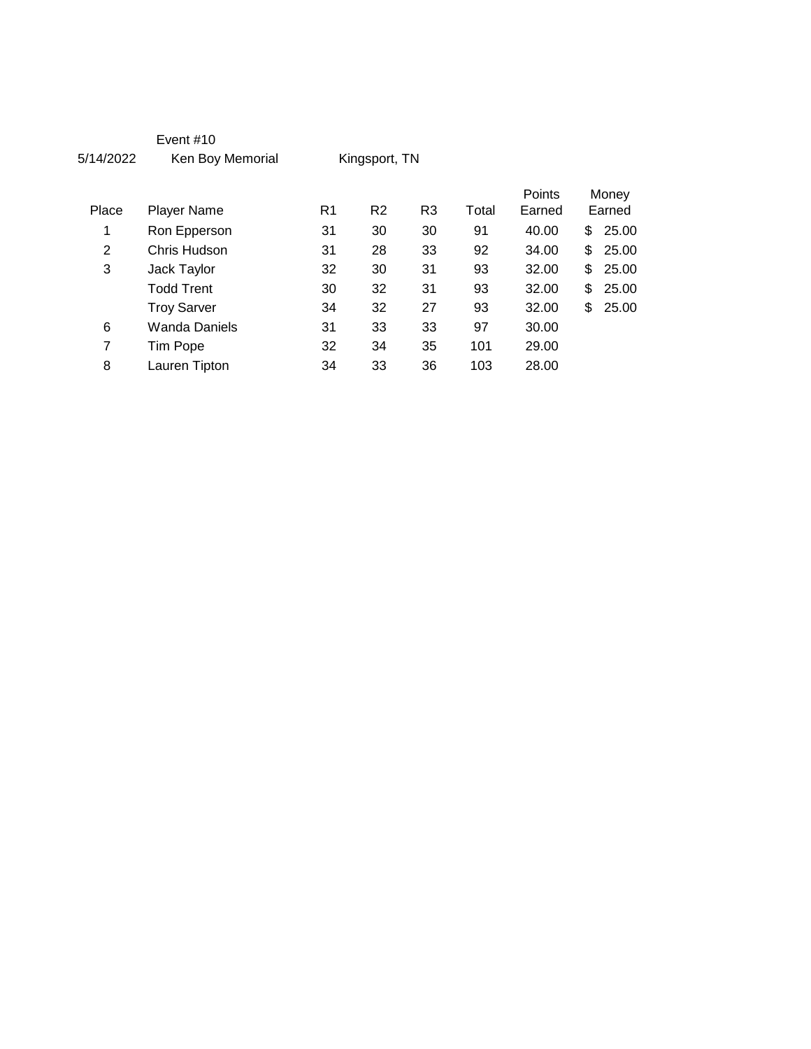Event #10

5/14/2022 Ken Boy Memorial Kingsport, TN

| Place | Player Name | R1 | R2 | R3 | Total | Points Earned | Money Earned |
|---|---|---|---|---|---|---|---|
| 1 | Ron Epperson | 31 | 30 | 30 | 91 | 40.00 | $ 25.00 |
| 2 | Chris Hudson | 31 | 28 | 33 | 92 | 34.00 | $ 25.00 |
| 3 | Jack Taylor | 32 | 30 | 31 | 93 | 32.00 | $ 25.00 |
| | Todd Trent | 30 | 32 | 31 | 93 | 32.00 | $ 25.00 |
| | Troy Sarver | 34 | 32 | 27 | 93 | 32.00 | $ 25.00 |
| 6 | Wanda Daniels | 31 | 33 | 33 | 97 | 30.00 | |
| 7 | Tim Pope | 32 | 34 | 35 | 101 | 29.00 | |
| 8 | Lauren Tipton | 34 | 33 | 36 | 103 | 28.00 | |